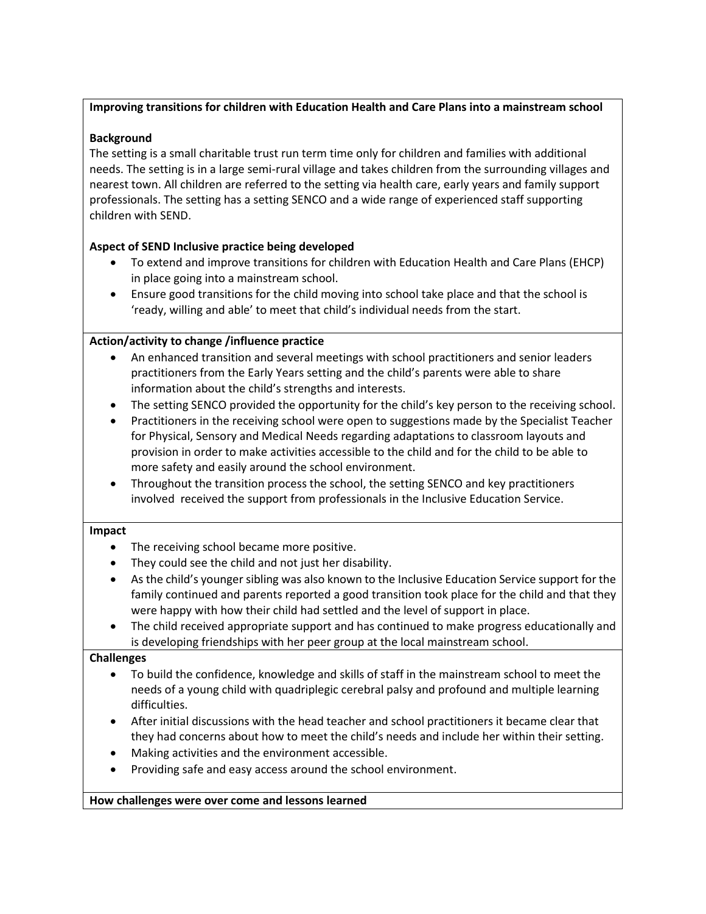**Improving transitions for children with Education Health and Care Plans into a mainstream school**

**Background**

The setting is a small charitable trust run term time only for children and families with additional needs. The setting is in a large semi-rural village and takes children from the surrounding villages and nearest town. All children are referred to the setting via health care, early years and family support professionals. The setting has a setting SENCO and a wide range of experienced staff supporting children with SEND.

**Aspect of SEND Inclusive practice being developed**

- To extend and improve transitions for children with Education Health and Care Plans (EHCP) in place going into a mainstream school.
- Ensure good transitions for the child moving into school take place and that the school is 'ready, willing and able' to meet that child's individual needs from the start.

**Action/activity to change /influence practice**

- An enhanced transition and several meetings with school practitioners and senior leaders practitioners from the Early Years setting and the child's parents were able to share information about the child's strengths and interests.
- The setting SENCO provided the opportunity for the child's key person to the receiving school.
- Practitioners in the receiving school were open to suggestions made by the Specialist Teacher for Physical, Sensory and Medical Needs regarding adaptations to classroom layouts and provision in order to make activities accessible to the child and for the child to be able to more safety and easily around the school environment.
- Throughout the transition process the school, the setting SENCO and key practitioners involved received the support from professionals in the Inclusive Education Service.

**Impact**

- The receiving school became more positive.
- They could see the child and not just her disability.
- As the child's younger sibling was also known to the Inclusive Education Service support for the family continued and parents reported a good transition took place for the child and that they were happy with how their child had settled and the level of support in place.
- The child received appropriate support and has continued to make progress educationally and is developing friendships with her peer group at the local mainstream school.

**Challenges**

- To build the confidence, knowledge and skills of staff in the mainstream school to meet the needs of a young child with quadriplegic cerebral palsy and profound and multiple learning difficulties.
- After initial discussions with the head teacher and school practitioners it became clear that they had concerns about how to meet the child's needs and include her within their setting.
- Making activities and the environment accessible.
- Providing safe and easy access around the school environment.

**How challenges were over come and lessons learned**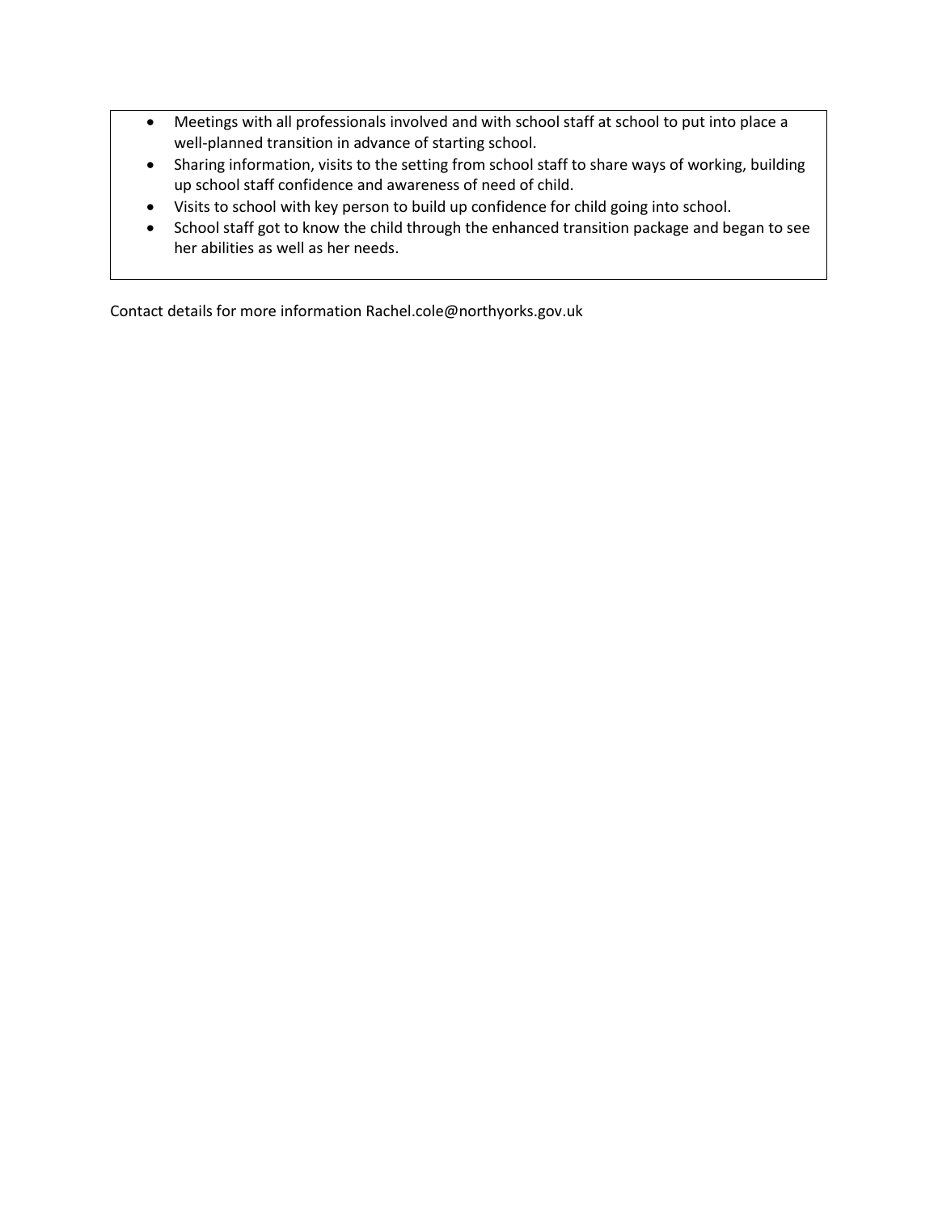- Meetings with all professionals involved and with school staff at school to put into place a well-planned transition in advance of starting school.
- Sharing information, visits to the setting from school staff to share ways of working, building up school staff confidence and awareness of need of child.
- Visits to school with key person to build up confidence for child going into school.
- School staff got to know the child through the enhanced transition package and began to see her abilities as well as her needs.

Contact details for more information Rachel.cole@northyorks.gov.uk